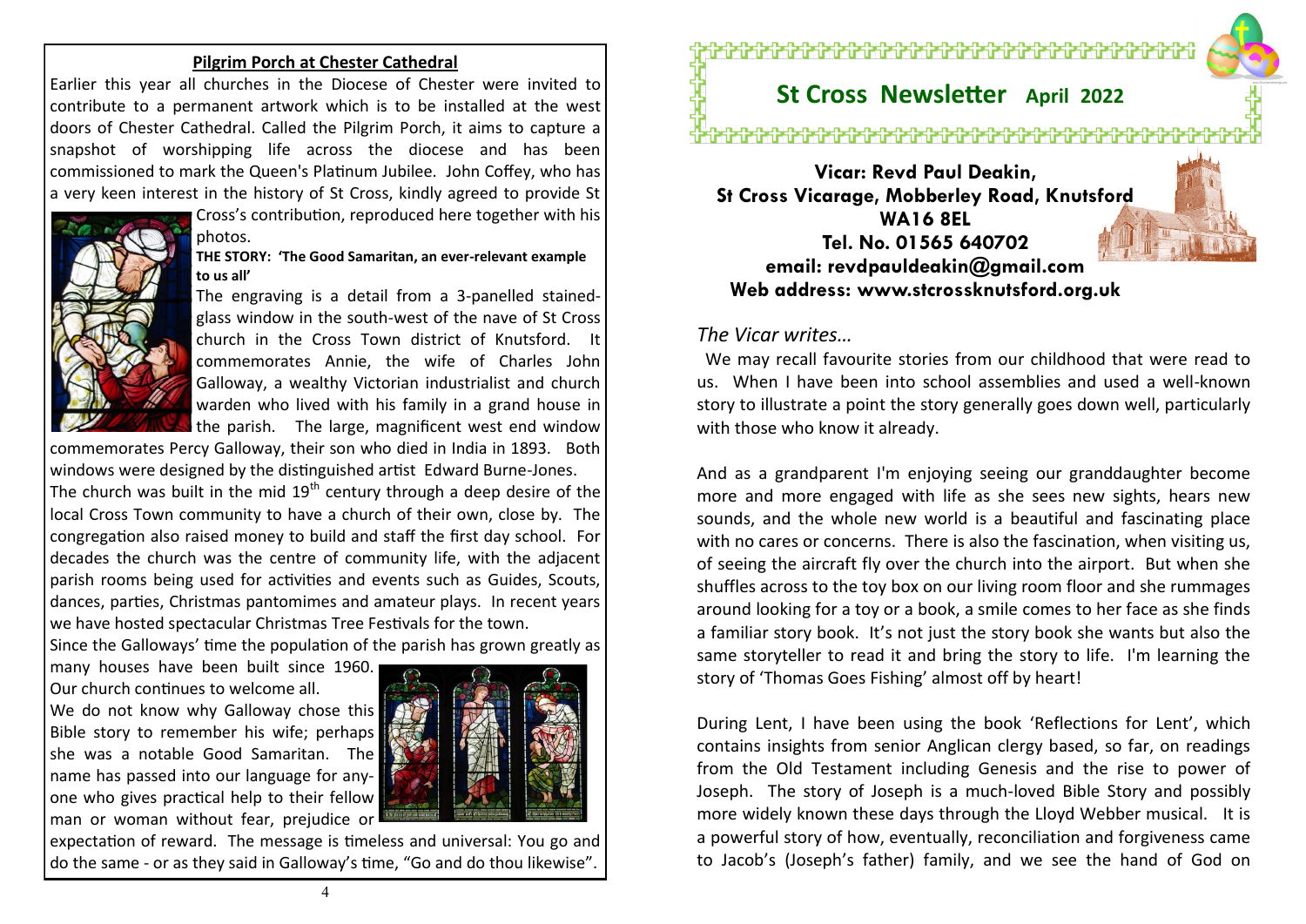## Pilgrim Porch at Chester Cathedral

Earlier this year all churches in the Diocese of Chester were invited to contribute to a permanent artwork which is to be installed at the west doors of Chester Cathedral. Called the Pilgrim Porch, it aims to capture a snapshot of worshipping life across the diocese and has been commissioned to mark the Queen's Platinum Jubilee. John Coffey, who has a very keen interest in the history of St Cross, kindly agreed to provide St Cross's contribution, reproduced here together with his photos.

**THE STORY: 'The Good Samaritan, an ever-relevant example to us all'**

The engraving is a detail from a 3-panelled stained-glass window in the south-west of the nave of St Cross church in the Cross Town district of Knutsford. It commemorates Annie, the wife of Charles John Galloway, a wealthy Victorian industrialist and church warden who lived with his family in a grand house in the parish. The large, magnificent west end window commemorates Percy Galloway, their son who died in India in 1893. Both windows were designed by the distinguished artist Edward Burne-Jones.

The church was built in the mid 19th century through a deep desire of the local Cross Town community to have a church of their own, close by. The congregation also raised money to build and staff the first day school. For decades the church was the centre of community life, with the adjacent parish rooms being used for activities and events such as Guides, Scouts, dances, parties, Christmas pantomimes and amateur plays. In recent years we have hosted spectacular Christmas Tree Festivals for the town.

Since the Galloways' time the population of the parish has grown greatly as many houses have been built since 1960. Our church continues to welcome all.

We do not know why Galloway chose this Bible story to remember his wife; perhaps she was a notable Good Samaritan. The name has passed into our language for anyone who gives practical help to their fellow man or woman without fear, prejudice or expectation of reward. The message is timeless and universal: You go and do the same - or as they said in Galloway's time, "Go and do thou likewise".

# St Cross Newsletter April 2022

**Vicar: Revd Paul Deakin,**
**St Cross Vicarage, Mobberley Road, Knutsford**
**WA16 8EL**
**Tel. No. 01565 640702**
**email: revdpauldeakin@gmail.com**
**Web address: www.stcrossknutsford.org.uk**

*The Vicar writes…*

We may recall favourite stories from our childhood that were read to us. When I have been into school assemblies and used a well-known story to illustrate a point the story generally goes down well, particularly with those who know it already.

And as a grandparent I'm enjoying seeing our granddaughter become more and more engaged with life as she sees new sights, hears new sounds, and the whole new world is a beautiful and fascinating place with no cares or concerns. There is also the fascination, when visiting us, of seeing the aircraft fly over the church into the airport. But when she shuffles across to the toy box on our living room floor and she rummages around looking for a toy or a book, a smile comes to her face as she finds a familiar story book. It's not just the story book she wants but also the same storyteller to read it and bring the story to life. I'm learning the story of 'Thomas Goes Fishing' almost off by heart!

During Lent, I have been using the book 'Reflections for Lent', which contains insights from senior Anglican clergy based, so far, on readings from the Old Testament including Genesis and the rise to power of Joseph. The story of Joseph is a much-loved Bible Story and possibly more widely known these days through the Lloyd Webber musical. It is a powerful story of how, eventually, reconciliation and forgiveness came to Jacob's (Joseph's father) family, and we see the hand of God on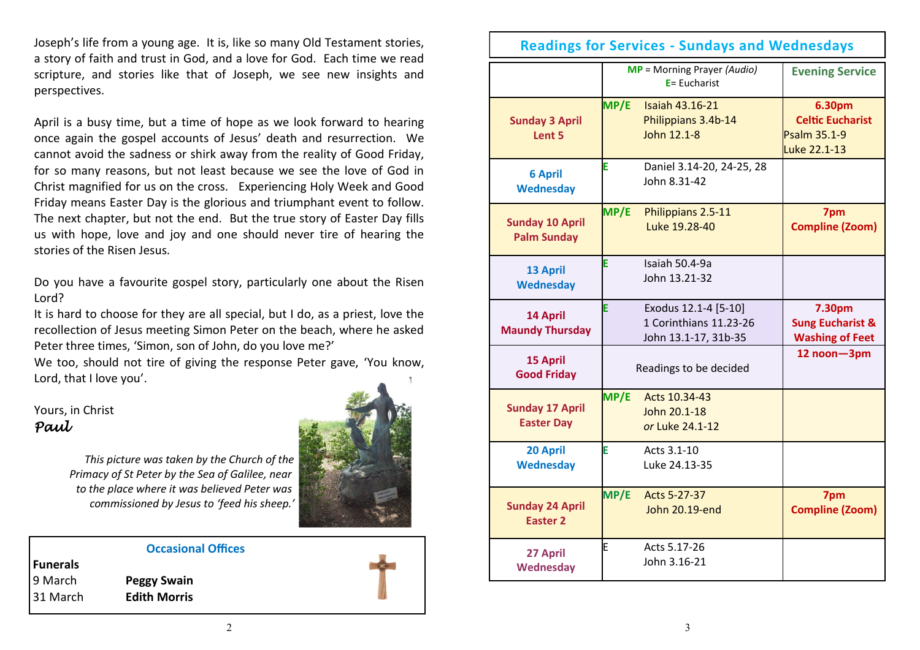Joseph's life from a young age. It is, like so many Old Testament stories, a story of faith and trust in God, and a love for God. Each time we read scripture, and stories like that of Joseph, we see new insights and perspectives.

April is a busy time, but a time of hope as we look forward to hearing once again the gospel accounts of Jesus' death and resurrection. We cannot avoid the sadness or shirk away from the reality of Good Friday, for so many reasons, but not least because we see the love of God in Christ magnified for us on the cross. Experiencing Holy Week and Good Friday means Easter Day is the glorious and triumphant event to follow. The next chapter, but not the end. But the true story of Easter Day fills us with hope, love and joy and one should never tire of hearing the stories of the Risen Jesus.

Do you have a favourite gospel story, particularly one about the Risen Lord?

It is hard to choose for they are all special, but I do, as a priest, love the recollection of Jesus meeting Simon Peter on the beach, where he asked Peter three times, 'Simon, son of John, do you love me?'

We too, should not tire of giving the response Peter gave, 'You know, Lord, that I love you'.

Yours, in Christ

*Paul*

*This picture was taken by the Church of the Primacy of St Peter by the Sea of Galilee, near to the place where it was believed Peter was commissioned by Jesus to 'feed his sheep.'*

## Occasional Offices

**Funerals**

| | |
|---|---|
| 9 March | **Peggy Swain** |
| 31 March | **Edith Morris** |

## Readings for Services - Sundays and Wednesdays

| | **MP** = Morning Prayer *(Audio)* **E**= Eucharist | | **Evening Service** |
|---|---|---|---|
| **Sunday 3 April Lent 5** | MP/E | Isaiah 43.16-21<br>Philippians 3.4b-14<br>John 12.1-8 | **6.30pm Celtic Eucharist**<br>Psalm 35.1-9<br>Luke 22.1-13 |
| **6 April Wednesday** | E | Daniel 3.14-20, 24-25, 28<br>John 8.31-42 | |
| **Sunday 10 April Palm Sunday** | MP/E | Philippians 2.5-11<br>Luke 19.28-40 | **7pm Compline (Zoom)** |
| **13 April Wednesday** | E | Isaiah 50.4-9a<br>John 13.21-32 | |
| **14 April Maundy Thursday** | E | Exodus 12.1-4 [5-10]<br>1 Corinthians 11.23-26<br>John 13.1-17, 31b-35 | **7.30pm Sung Eucharist & Washing of Feet** |
| **15 April Good Friday** | | Readings to be decided | **12 noon—3pm** |
| **Sunday 17 April Easter Day** | MP/E | Acts 10.34-43<br>John 20.1-18<br>*or* Luke 24.1-12 | |
| **20 April Wednesday** | E | Acts 3.1-10<br>Luke 24.13-35 | |
| **Sunday 24 April Easter 2** | MP/E | Acts 5-27-37<br>John 20.19-end | **7pm Compline (Zoom)** |
| **27 April Wednesday** | E | Acts 5.17-26<br>John 3.16-21 | |